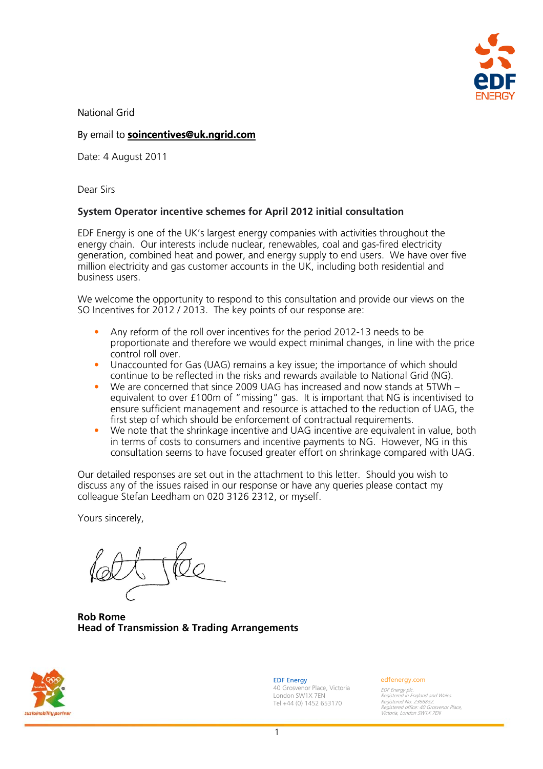National Grid

By email to **soincentives@uk.ngrid.com**

Date: 4 August 2011

Dear Sirs

**System Operator incentive schemes for April 2012 initial consultation**

EDF Energy is one of the UK's largest energy companies with activities throughout the energy chain. Our interests include nuclear, renewables, coal and gas-fired electricity generation, combined heat and power, and energy supply to end users. We have over five million electricity and gas customer accounts in the UK, including both residential and business users.

We welcome the opportunity to respond to this consultation and provide our views on the SO Incentives for 2012 / 2013. The key points of our response are:

- Any reform of the roll over incentives for the period 2012-13 needs to be proportionate and therefore we would expect minimal changes, in line with the price control roll over.
- Unaccounted for Gas (UAG) remains a key issue; the importance of which should continue to be reflected in the risks and rewards available to National Grid (NG).
- We are concerned that since 2009 UAG has increased and now stands at 5TWh – equivalent to over £100m of "missing" gas. It is important that NG is incentivised to ensure sufficient management and resource is attached to the reduction of UAG, the first step of which should be enforcement of contractual requirements.
- We note that the shrinkage incentive and UAG incentive are equivalent in value, both in terms of costs to consumers and incentive payments to NG. However, NG in this consultation seems to have focused greater effort on shrinkage compared with UAG.

Our detailed responses are set out in the attachment to this letter. Should you wish to discuss any of the issues raised in our response or have any queries please contact my colleague Stefan Leedham on 020 3126 2312, or myself.

Yours sincerely,

**Rob Rome**
**Head of Transmission & Trading Arrangements**

EDF Energy
40 Grosvenor Place, Victoria
London SW1X 7EN
Tel +44 (0) 1452 653170

edfenergy.com

*EDF Energy plc.*
*Registered in England and Wales.*
*Registered No. 2366852.*
*Registered office: 40 Grosvenor Place, Victoria, London SW1X 7EN*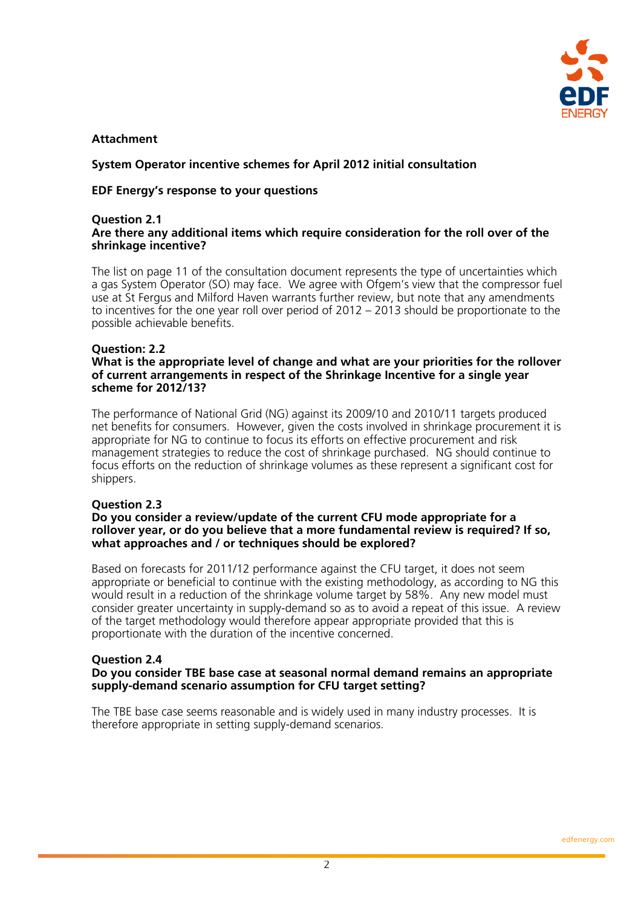**Attachment**

**System Operator incentive schemes for April 2012 initial consultation**

**EDF Energy's response to your questions**

**Question 2.1**
**Are there any additional items which require consideration for the roll over of the shrinkage incentive?**

The list on page 11 of the consultation document represents the type of uncertainties which a gas System Operator (SO) may face. We agree with Ofgem's view that the compressor fuel use at St Fergus and Milford Haven warrants further review, but note that any amendments to incentives for the one year roll over period of 2012 – 2013 should be proportionate to the possible achievable benefits.

**Question: 2.2**
**What is the appropriate level of change and what are your priorities for the rollover of current arrangements in respect of the Shrinkage Incentive for a single year scheme for 2012/13?**

The performance of National Grid (NG) against its 2009/10 and 2010/11 targets produced net benefits for consumers. However, given the costs involved in shrinkage procurement it is appropriate for NG to continue to focus its efforts on effective procurement and risk management strategies to reduce the cost of shrinkage purchased. NG should continue to focus efforts on the reduction of shrinkage volumes as these represent a significant cost for shippers.

**Question 2.3**
**Do you consider a review/update of the current CFU mode appropriate for a rollover year, or do you believe that a more fundamental review is required? If so, what approaches and / or techniques should be explored?**

Based on forecasts for 2011/12 performance against the CFU target, it does not seem appropriate or beneficial to continue with the existing methodology, as according to NG this would result in a reduction of the shrinkage volume target by 58%. Any new model must consider greater uncertainty in supply-demand so as to avoid a repeat of this issue. A review of the target methodology would therefore appear appropriate provided that this is proportionate with the duration of the incentive concerned.

**Question 2.4**
**Do you consider TBE base case at seasonal normal demand remains an appropriate supply-demand scenario assumption for CFU target setting?**

The TBE base case seems reasonable and is widely used in many industry processes. It is therefore appropriate in setting supply-demand scenarios.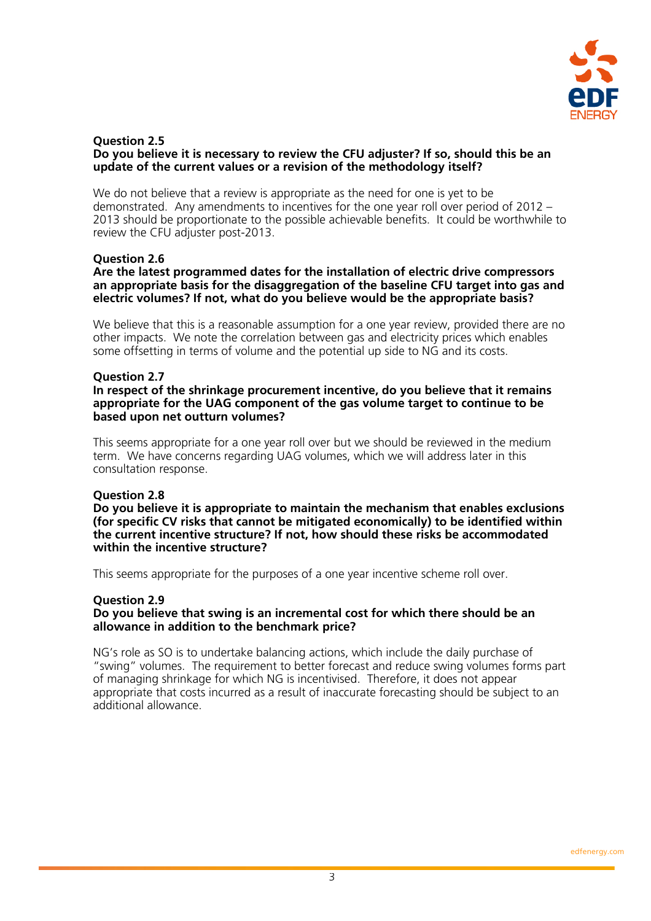**Question 2.5**
**Do you believe it is necessary to review the CFU adjuster? If so, should this be an update of the current values or a revision of the methodology itself?**

We do not believe that a review is appropriate as the need for one is yet to be demonstrated. Any amendments to incentives for the one year roll over period of 2012 – 2013 should be proportionate to the possible achievable benefits. It could be worthwhile to review the CFU adjuster post-2013.

**Question 2.6**
**Are the latest programmed dates for the installation of electric drive compressors an appropriate basis for the disaggregation of the baseline CFU target into gas and electric volumes? If not, what do you believe would be the appropriate basis?**

We believe that this is a reasonable assumption for a one year review, provided there are no other impacts. We note the correlation between gas and electricity prices which enables some offsetting in terms of volume and the potential up side to NG and its costs.

**Question 2.7**
**In respect of the shrinkage procurement incentive, do you believe that it remains appropriate for the UAG component of the gas volume target to continue to be based upon net outturn volumes?**

This seems appropriate for a one year roll over but we should be reviewed in the medium term. We have concerns regarding UAG volumes, which we will address later in this consultation response.

**Question 2.8**
**Do you believe it is appropriate to maintain the mechanism that enables exclusions (for specific CV risks that cannot be mitigated economically) to be identified within the current incentive structure? If not, how should these risks be accommodated within the incentive structure?**

This seems appropriate for the purposes of a one year incentive scheme roll over.

**Question 2.9**
**Do you believe that swing is an incremental cost for which there should be an allowance in addition to the benchmark price?**

NG's role as SO is to undertake balancing actions, which include the daily purchase of "swing" volumes. The requirement to better forecast and reduce swing volumes forms part of managing shrinkage for which NG is incentivised. Therefore, it does not appear appropriate that costs incurred as a result of inaccurate forecasting should be subject to an additional allowance.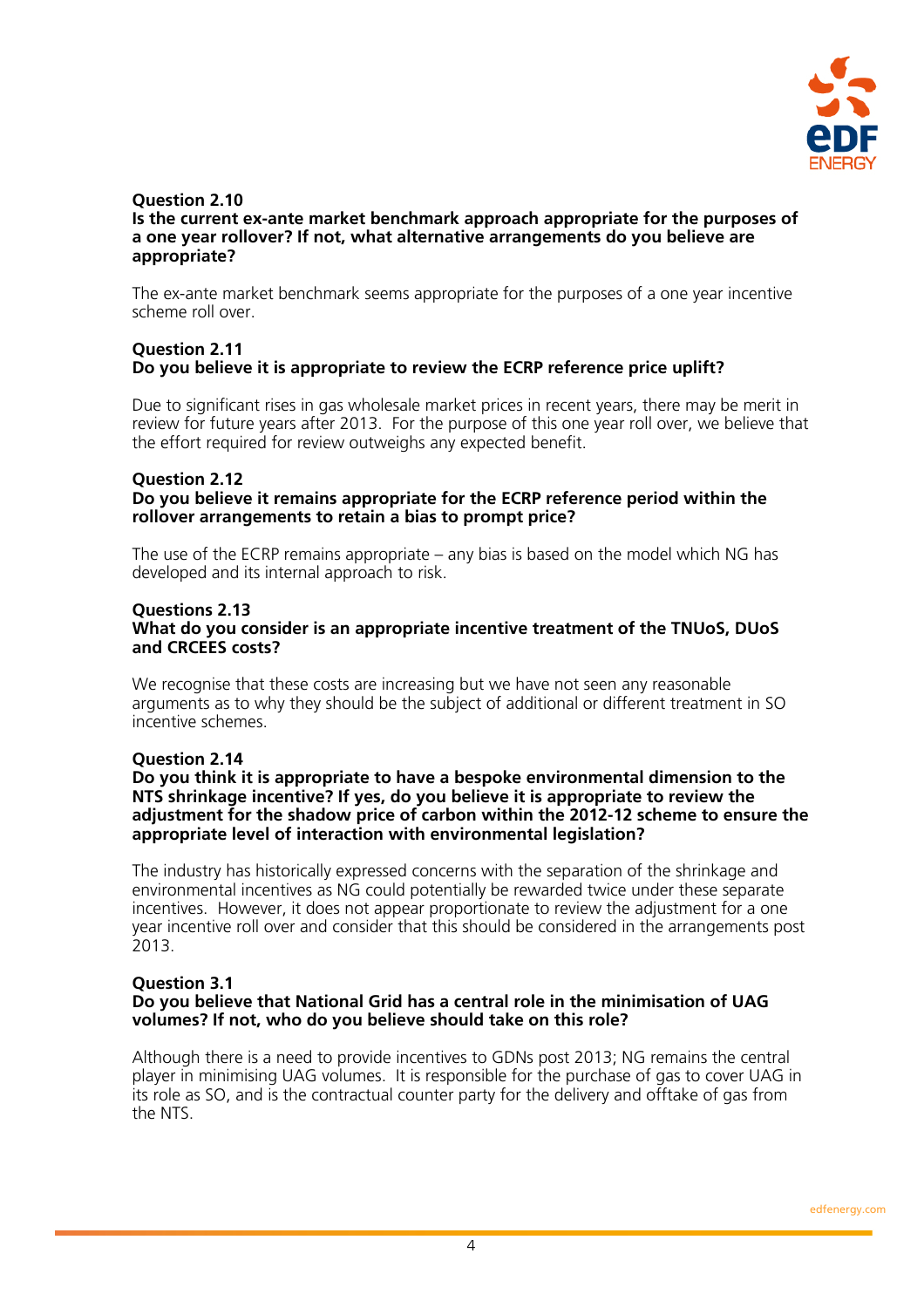**Question 2.10**
**Is the current ex-ante market benchmark approach appropriate for the purposes of a one year rollover? If not, what alternative arrangements do you believe are appropriate?**

The ex-ante market benchmark seems appropriate for the purposes of a one year incentive scheme roll over.

**Question 2.11**
**Do you believe it is appropriate to review the ECRP reference price uplift?**

Due to significant rises in gas wholesale market prices in recent years, there may be merit in review for future years after 2013. For the purpose of this one year roll over, we believe that the effort required for review outweighs any expected benefit.

**Question 2.12**
**Do you believe it remains appropriate for the ECRP reference period within the rollover arrangements to retain a bias to prompt price?**

The use of the ECRP remains appropriate – any bias is based on the model which NG has developed and its internal approach to risk.

**Questions 2.13**
**What do you consider is an appropriate incentive treatment of the TNUoS, DUoS and CRCEES costs?**

We recognise that these costs are increasing but we have not seen any reasonable arguments as to why they should be the subject of additional or different treatment in SO incentive schemes.

**Question 2.14**
**Do you think it is appropriate to have a bespoke environmental dimension to the NTS shrinkage incentive? If yes, do you believe it is appropriate to review the adjustment for the shadow price of carbon within the 2012-12 scheme to ensure the appropriate level of interaction with environmental legislation?**

The industry has historically expressed concerns with the separation of the shrinkage and environmental incentives as NG could potentially be rewarded twice under these separate incentives. However, it does not appear proportionate to review the adjustment for a one year incentive roll over and consider that this should be considered in the arrangements post 2013.

**Question 3.1**
**Do you believe that National Grid has a central role in the minimisation of UAG volumes? If not, who do you believe should take on this role?**

Although there is a need to provide incentives to GDNs post 2013; NG remains the central player in minimising UAG volumes. It is responsible for the purchase of gas to cover UAG in its role as SO, and is the contractual counter party for the delivery and offtake of gas from the NTS.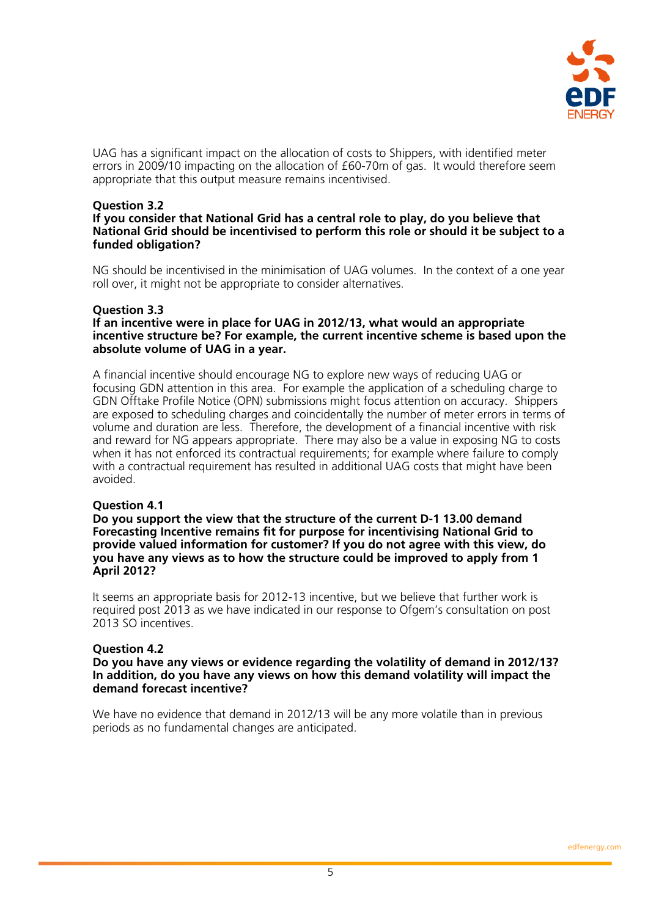UAG has a significant impact on the allocation of costs to Shippers, with identified meter errors in 2009/10 impacting on the allocation of £60-70m of gas. It would therefore seem appropriate that this output measure remains incentivised.

**Question 3.2**
**If you consider that National Grid has a central role to play, do you believe that National Grid should be incentivised to perform this role or should it be subject to a funded obligation?**

NG should be incentivised in the minimisation of UAG volumes. In the context of a one year roll over, it might not be appropriate to consider alternatives.

**Question 3.3**
**If an incentive were in place for UAG in 2012/13, what would an appropriate incentive structure be? For example, the current incentive scheme is based upon the absolute volume of UAG in a year.**

A financial incentive should encourage NG to explore new ways of reducing UAG or focusing GDN attention in this area. For example the application of a scheduling charge to GDN Offtake Profile Notice (OPN) submissions might focus attention on accuracy. Shippers are exposed to scheduling charges and coincidentally the number of meter errors in terms of volume and duration are less. Therefore, the development of a financial incentive with risk and reward for NG appears appropriate. There may also be a value in exposing NG to costs when it has not enforced its contractual requirements; for example where failure to comply with a contractual requirement has resulted in additional UAG costs that might have been avoided.

**Question 4.1**
**Do you support the view that the structure of the current D-1 13.00 demand Forecasting Incentive remains fit for purpose for incentivising National Grid to provide valued information for customer? If you do not agree with this view, do you have any views as to how the structure could be improved to apply from 1 April 2012?**

It seems an appropriate basis for 2012-13 incentive, but we believe that further work is required post 2013 as we have indicated in our response to Ofgem's consultation on post 2013 SO incentives.

**Question 4.2**
**Do you have any views or evidence regarding the volatility of demand in 2012/13? In addition, do you have any views on how this demand volatility will impact the demand forecast incentive?**

We have no evidence that demand in 2012/13 will be any more volatile than in previous periods as no fundamental changes are anticipated.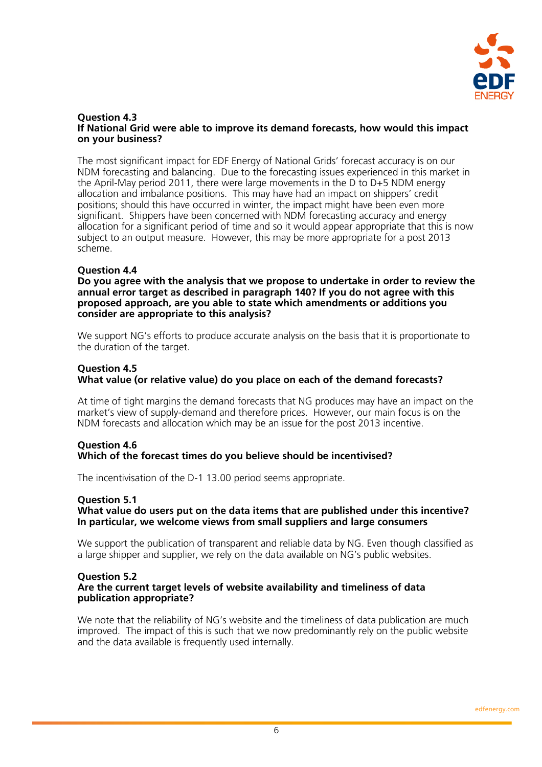**Question 4.3**
**If National Grid were able to improve its demand forecasts, how would this impact on your business?**

The most significant impact for EDF Energy of National Grids' forecast accuracy is on our NDM forecasting and balancing. Due to the forecasting issues experienced in this market in the April-May period 2011, there were large movements in the D to D+5 NDM energy allocation and imbalance positions. This may have had an impact on shippers' credit positions; should this have occurred in winter, the impact might have been even more significant. Shippers have been concerned with NDM forecasting accuracy and energy allocation for a significant period of time and so it would appear appropriate that this is now subject to an output measure. However, this may be more appropriate for a post 2013 scheme.

**Question 4.4**
**Do you agree with the analysis that we propose to undertake in order to review the annual error target as described in paragraph 140? If you do not agree with this proposed approach, are you able to state which amendments or additions you consider are appropriate to this analysis?**

We support NG's efforts to produce accurate analysis on the basis that it is proportionate to the duration of the target.

**Question 4.5**
**What value (or relative value) do you place on each of the demand forecasts?**

At time of tight margins the demand forecasts that NG produces may have an impact on the market's view of supply-demand and therefore prices. However, our main focus is on the NDM forecasts and allocation which may be an issue for the post 2013 incentive.

**Question 4.6**
**Which of the forecast times do you believe should be incentivised?**

The incentivisation of the D-1 13.00 period seems appropriate.

**Question 5.1**
**What value do users put on the data items that are published under this incentive? In particular, we welcome views from small suppliers and large consumers**

We support the publication of transparent and reliable data by NG. Even though classified as a large shipper and supplier, we rely on the data available on NG's public websites.

**Question 5.2**
**Are the current target levels of website availability and timeliness of data publication appropriate?**

We note that the reliability of NG's website and the timeliness of data publication are much improved. The impact of this is such that we now predominantly rely on the public website and the data available is frequently used internally.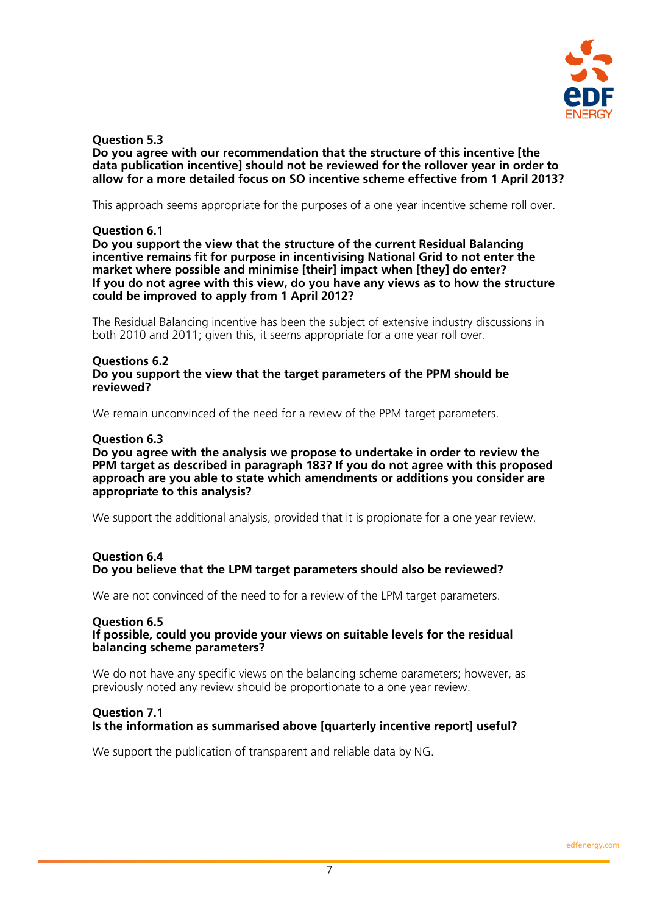**Question 5.3**
**Do you agree with our recommendation that the structure of this incentive [the data publication incentive] should not be reviewed for the rollover year in order to allow for a more detailed focus on SO incentive scheme effective from 1 April 2013?**

This approach seems appropriate for the purposes of a one year incentive scheme roll over.

**Question 6.1**
**Do you support the view that the structure of the current Residual Balancing incentive remains fit for purpose in incentivising National Grid to not enter the market where possible and minimise [their] impact when [they] do enter?**
**If you do not agree with this view, do you have any views as to how the structure could be improved to apply from 1 April 2012?**

The Residual Balancing incentive has been the subject of extensive industry discussions in both 2010 and 2011; given this, it seems appropriate for a one year roll over.

**Questions 6.2**
**Do you support the view that the target parameters of the PPM should be reviewed?**

We remain unconvinced of the need for a review of the PPM target parameters.

**Question 6.3**
**Do you agree with the analysis we propose to undertake in order to review the PPM target as described in paragraph 183? If you do not agree with this proposed approach are you able to state which amendments or additions you consider are appropriate to this analysis?**

We support the additional analysis, provided that it is propionate for a one year review.

**Question 6.4**
**Do you believe that the LPM target parameters should also be reviewed?**

We are not convinced of the need to for a review of the LPM target parameters.

**Question 6.5**
**If possible, could you provide your views on suitable levels for the residual balancing scheme parameters?**

We do not have any specific views on the balancing scheme parameters; however, as previously noted any review should be proportionate to a one year review.

**Question 7.1**
**Is the information as summarised above [quarterly incentive report] useful?**

We support the publication of transparent and reliable data by NG.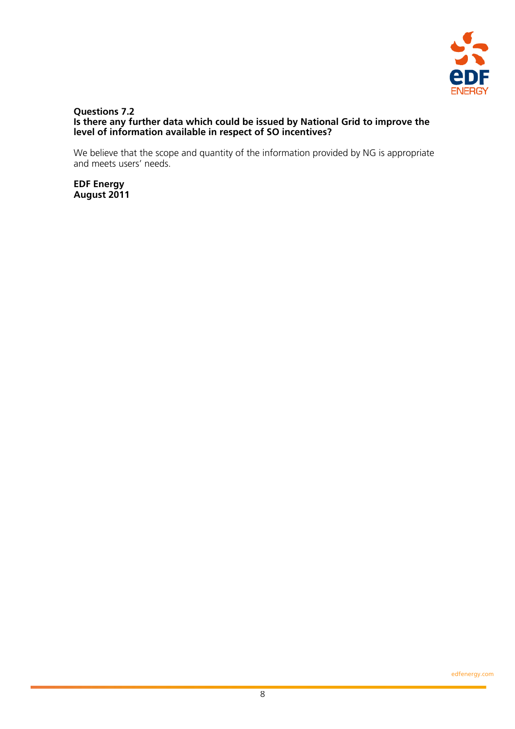**Questions 7.2**
**Is there any further data which could be issued by National Grid to improve the level of information available in respect of SO incentives?**

We believe that the scope and quantity of the information provided by NG is appropriate and meets users' needs.

**EDF Energy**
**August 2011**